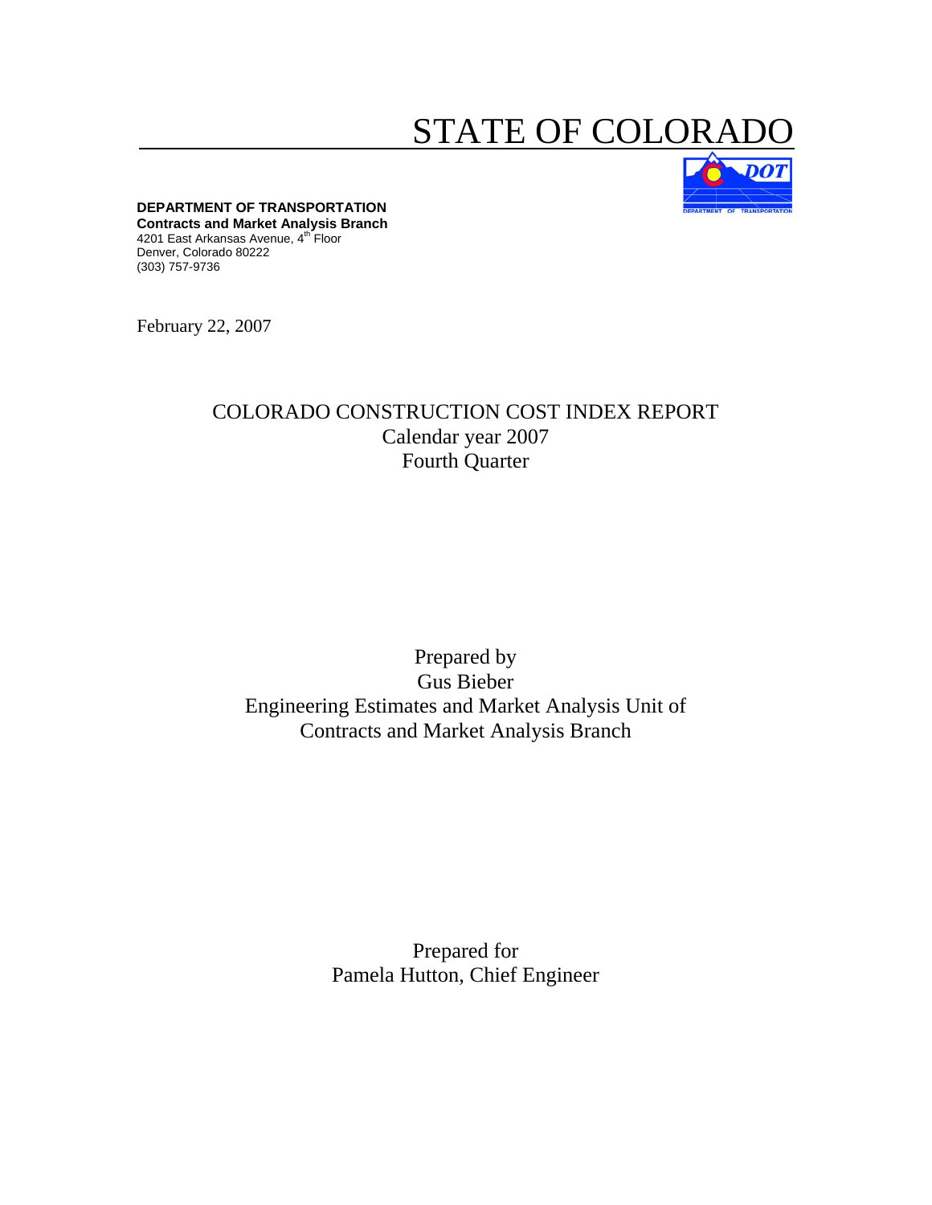# STATE OF COLORADO

**DEPARTMENT OF TRANSPORTATION**
**Contracts and Market Analysis Branch**
4201 East Arkansas Avenue, 4th Floor
Denver, Colorado 80222
(303) 757-9736

February 22, 2007

## COLORADO CONSTRUCTION COST INDEX REPORT
Calendar year 2007
Fourth Quarter

Prepared by
Gus Bieber
Engineering Estimates and Market Analysis Unit of
Contracts and Market Analysis Branch

Prepared for
Pamela Hutton, Chief Engineer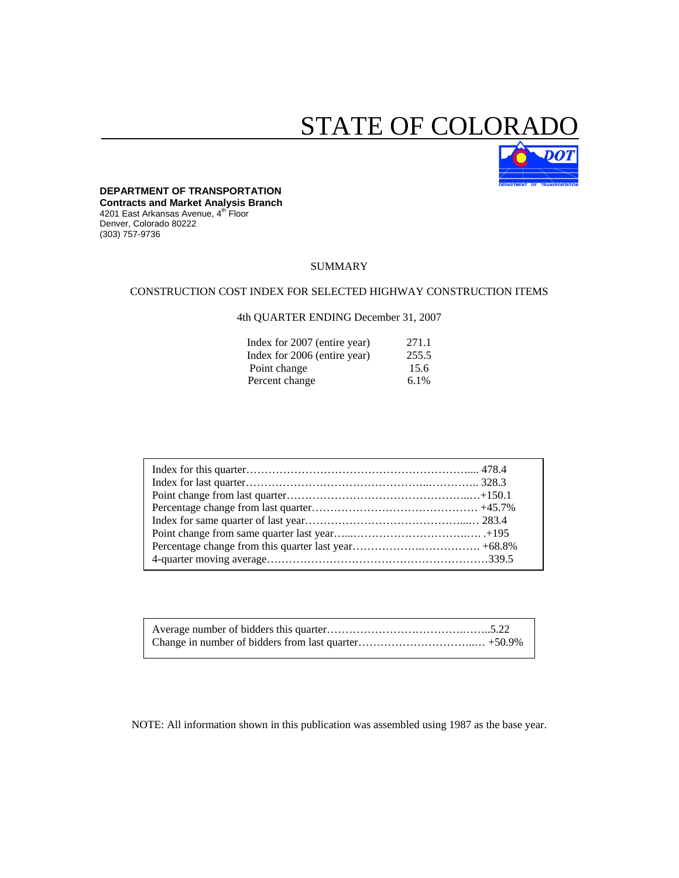# STATE OF COLORADO

**DEPARTMENT OF TRANSPORTATION**
**Contracts and Market Analysis Branch**
4201 East Arkansas Avenue, 4th Floor
Denver, Colorado 80222
(303) 757-9736

SUMMARY

CONSTRUCTION COST INDEX FOR SELECTED HIGHWAY CONSTRUCTION ITEMS

4th QUARTER ENDING December 31, 2007

| | |
|---|---|
| Index for 2007 (entire year) | 271.1 |
| Index for 2006 (entire year) | 255.5 |
| Point change | 15.6 |
| Percent change | 6.1% |

| | |
|---|---|
| Index for this quarter | 478.4 |
| Index for last quarter | 328.3 |
| Point change from last quarter | +150.1 |
| Percentage change from last quarter | +45.7% |
| Index for same quarter of last year | 283.4 |
| Point change from same quarter last year | +195 |
| Percentage change from this quarter last year | +68.8% |
| 4-quarter moving average | 339.5 |

| | |
|---|---|
| Average number of bidders this quarter | 5.22 |
| Change in number of bidders from last quarter | +50.9% |

NOTE: All information shown in this publication was assembled using 1987 as the base year.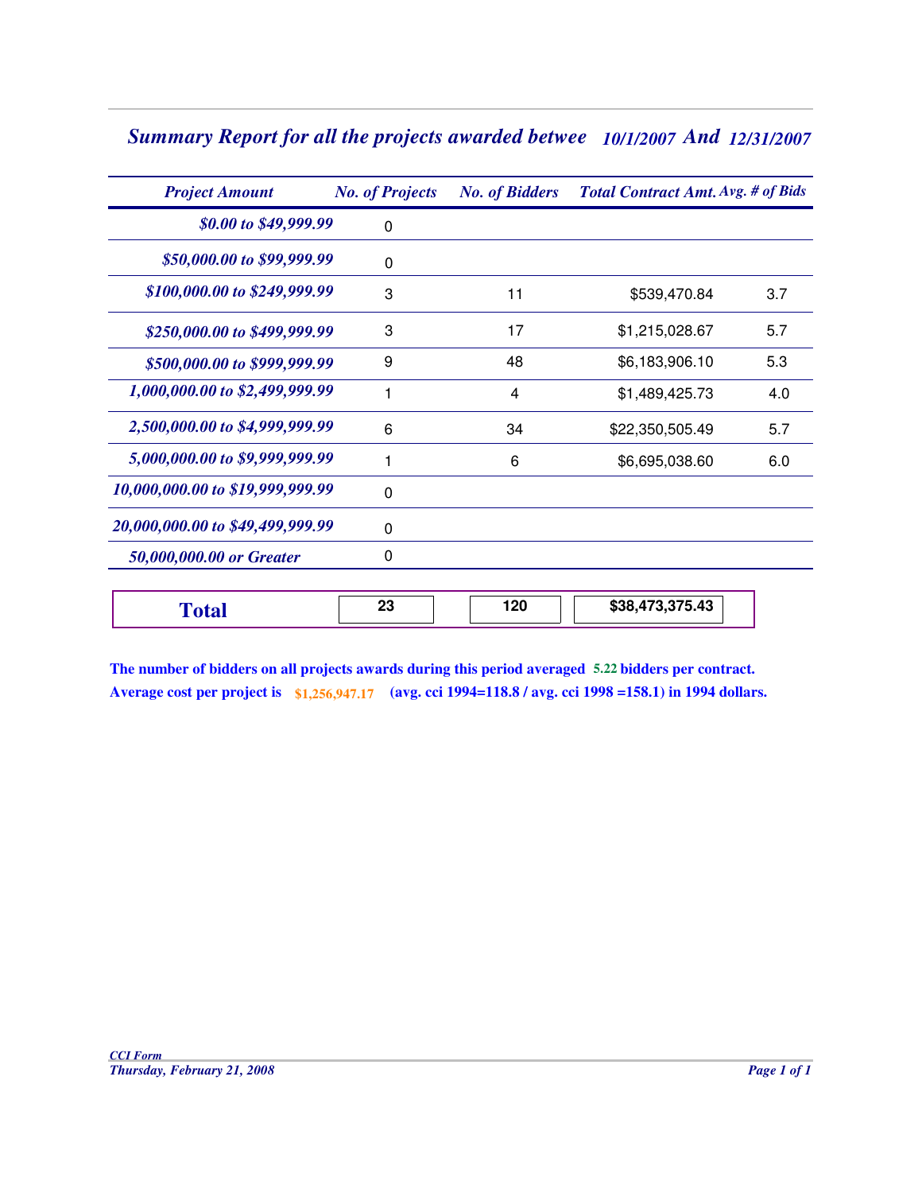## *Summary Report for all the projects awarded betwee 10/1/2007 And 12/31/2007*

| *Project Amount* | *No. of Projects* | *No. of Bidders* | *Total Contract Amt.* | *Avg. # of Bids* |
|---|---|---|---|---|
| *$0.00 to $49,999.99* | 0 | | | |
| *$50,000.00 to $99,999.99* | 0 | | | |
| *$100,000.00 to $249,999.99* | 3 | 11 | $539,470.84 | 3.7 |
| *$250,000.00 to $499,999.99* | 3 | 17 | $1,215,028.67 | 5.7 |
| *$500,000.00 to $999,999.99* | 9 | 48 | $6,183,906.10 | 5.3 |
| *1,000,000.00 to $2,499,999.99* | 1 | 4 | $1,489,425.73 | 4.0 |
| *2,500,000.00 to $4,999,999.99* | 6 | 34 | $22,350,505.49 | 5.7 |
| *5,000,000.00 to $9,999,999.99* | 1 | 6 | $6,695,038.60 | 6.0 |
| *10,000,000.00 to $19,999,999.99* | 0 | | | |
| *20,000,000.00 to $49,499,999.99* | 0 | | | |
| *50,000,000.00 or Greater* | 0 | | | |
| **Total** | **23** | **120** | **$38,473,375.43** | |

**The number of bidders on all projects awards during this period averaged 5.22 bidders per contract.**

**Average cost per project is $1,256,947.17 (avg. cci 1994=118.8 / avg. cci 1998 =158.1) in 1994 dollars.**

*CCI Form*
*Thursday, February 21, 2008*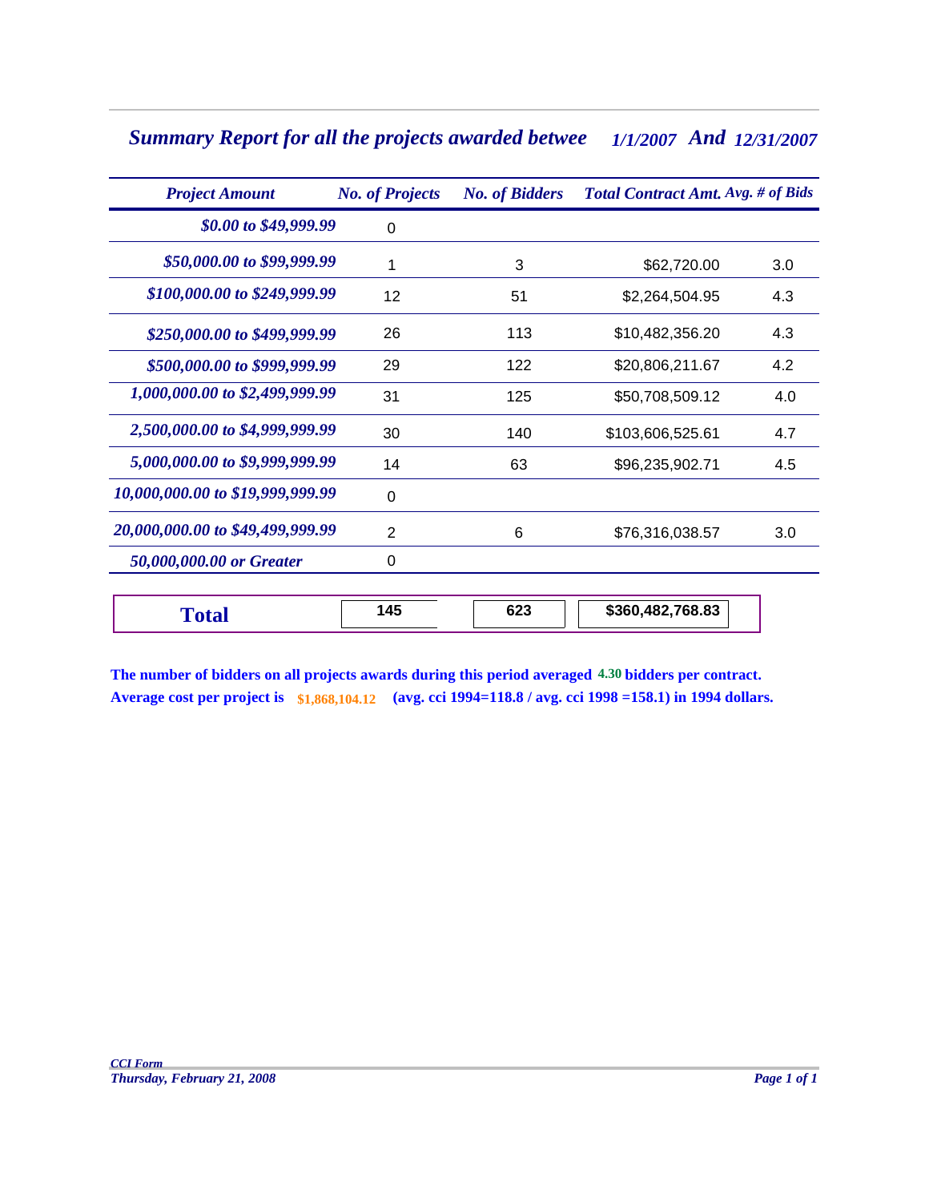## *Summary Report for all the projects awarded betwee 1/1/2007 And 12/31/2007*

| *Project Amount* | *No. of Projects* | *No. of Bidders* | *Total Contract Amt.* | *Avg. # of Bids* |
|---|---|---|---|---|
| *$0.00 to $49,999.99* | 0 | | | |
| *$50,000.00 to $99,999.99* | 1 | 3 | $62,720.00 | 3.0 |
| *$100,000.00 to $249,999.99* | 12 | 51 | $2,264,504.95 | 4.3 |
| *$250,000.00 to $499,999.99* | 26 | 113 | $10,482,356.20 | 4.3 |
| *$500,000.00 to $999,999.99* | 29 | 122 | $20,806,211.67 | 4.2 |
| *1,000,000.00 to $2,499,999.99* | 31 | 125 | $50,708,509.12 | 4.0 |
| *2,500,000.00 to $4,999,999.99* | 30 | 140 | $103,606,525.61 | 4.7 |
| *5,000,000.00 to $9,999,999.99* | 14 | 63 | $96,235,902.71 | 4.5 |
| *10,000,000.00 to $19,999,999.99* | 0 | | | |
| *20,000,000.00 to $49,499,999.99* | 2 | 6 | $76,316,038.57 | 3.0 |
| *50,000,000.00 or Greater* | 0 | | | |
| **Total** | **145** | **623** | **$360,482,768.83** | |

**The number of bidders on all projects awards during this period averaged 4.30 bidders per contract.**
**Average cost per project is $1,868,104.12 (avg. cci 1994=118.8 / avg. cci 1998 =158.1) in 1994 dollars.**

*CCI Form*
*Thursday, February 21, 2008*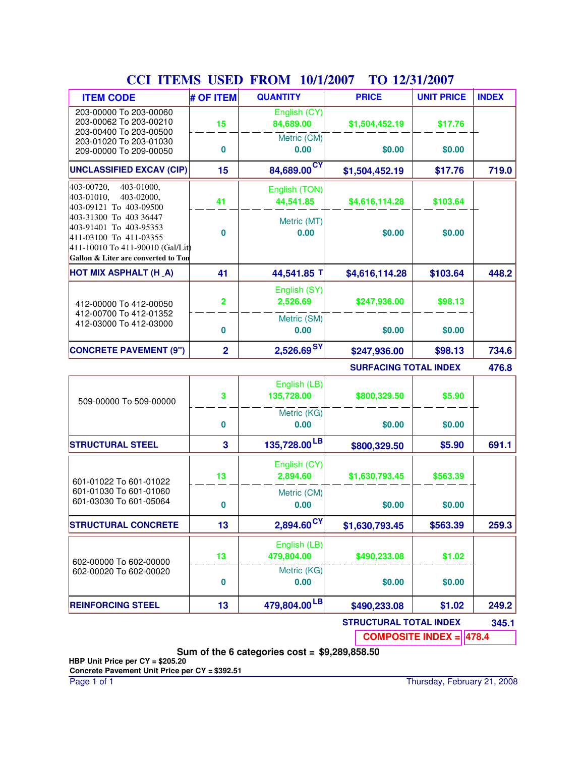# CCI ITEMS USED FROM 10/1/2007 TO 12/31/2007

| ITEM CODE | # OF ITEM | QUANTITY | PRICE | UNIT PRICE | INDEX |
|---|---|---|---|---|---|
| 203-00000 To 203-00060<br>203-00062 To 203-00210<br>203-00400 To 203-00500<br>203-01020 To 203-01030<br>209-00000 To 209-00050 | 15 | English (CY)<br>84,689.00 | $1,504,452.19 | $17.76 | |
| | 0 | Metric (CM)<br>0.00 | $0.00 | $0.00 | |
| **UNCLASSIFIED EXCAV (CIP)** | **15** | **84,689.00 CY** | **$1,504,452.19** | **$17.76** | **719.0** |
| 403-00720, 403-01000,<br>403-01010, 403-02000,<br>403-09121 To 403-09500<br>403-31300 To 403 36447<br>403-91401 To 403-95353<br>411-03100 To 411-03355<br>411-10010 To 411-90010 (Gal/Lit)<br>Gallon & Liter are converted to Ton | 41 | English (TON)<br>44,541.85 | $4,616,114.28 | $103.64 | |
| | 0 | Metric (MT)<br>0.00 | $0.00 | $0.00 | |
| **HOT MIX ASPHALT (H _A)** | **41** | **44,541.85 T** | **$4,616,114.28** | **$103.64** | **448.2** |
| 412-00000 To 412-00050<br>412-00700 To 412-01352<br>412-03000 To 412-03000 | 2 | English (SY)<br>2,526.69 | $247,936.00 | $98.13 | |
| | 0 | Metric (SM)<br>0.00 | $0.00 | $0.00 | |
| **CONCRETE PAVEMENT (9")** | **2** | **2,526.69 SY** | **$247,936.00** | **$98.13** | **734.6** |
| | | | | **SURFACING TOTAL INDEX** | **476.8** |
| 509-00000 To 509-00000 | 3 | English (LB)<br>135,728.00 | $800,329.50 | $5.90 | |
| | 0 | Metric (KG)<br>0.00 | $0.00 | $0.00 | |
| **STRUCTURAL STEEL** | **3** | **135,728.00 LB** | **$800,329.50** | **$5.90** | **691.1** |
| 601-01022 To 601-01022<br>601-01030 To 601-01060<br>601-03030 To 601-05064 | 13 | English (CY)<br>2,894.60 | $1,630,793.45 | $563.39 | |
| | 0 | Metric (CM)<br>0.00 | $0.00 | $0.00 | |
| **STRUCTURAL CONCRETE** | **13** | **2,894.60 CY** | **$1,630,793.45** | **$563.39** | **259.3** |
| 602-00000 To 602-00000<br>602-00020 To 602-00020 | 13 | English (LB)<br>479,804.00 | $490,233.08 | $1.02 | |
| | 0 | Metric (KG)<br>0.00 | $0.00 | $0.00 | |
| **REINFORCING STEEL** | **13** | **479,804.00 LB** | **$490,233.08** | **$1.02** | **249.2** |
| | | | | **STRUCTURAL TOTAL INDEX** | **345.1** |
| | | | | **COMPOSITE INDEX =** | **478.4** |

**Sum of the 6 categories cost = $9,289,858.50**

**HBP Unit Price per CY = $205.20**

**Concrete Pavement Unit Price per CY = $392.51**

Thursday, February 21, 2008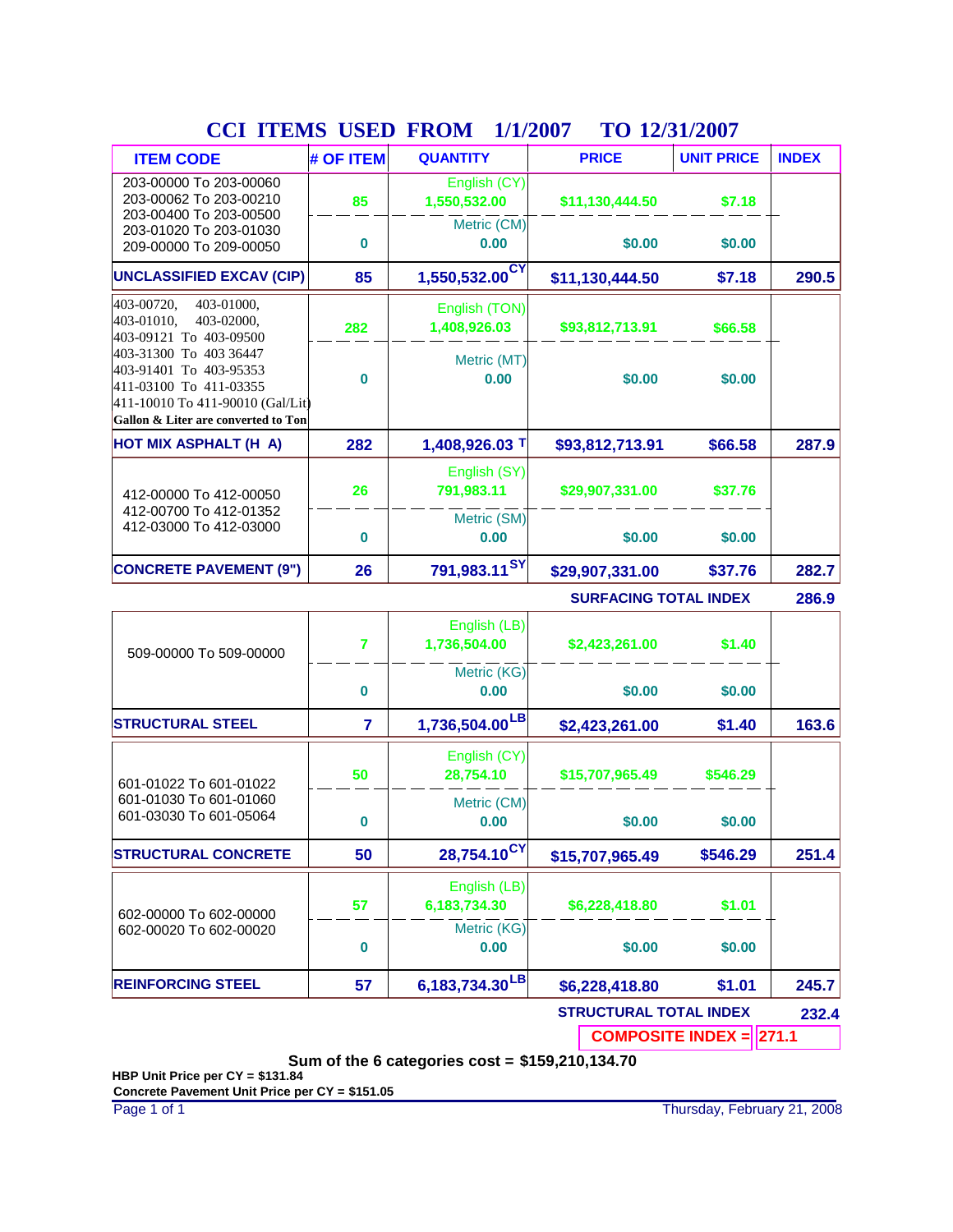# CCI ITEMS USED FROM 1/1/2007 TO 12/31/2007

| ITEM CODE | # OF ITEM | QUANTITY | PRICE | UNIT PRICE | INDEX |
|---|---|---|---|---|---|
| 203-00000 To 203-00060<br>203-00062 To 203-00210<br>203-00400 To 203-00500<br>203-01020 To 203-01030<br>209-00000 To 209-00050 | 85 | English (CY) 1,550,532.00 | $11,130,444.50 | $7.18 | |
| | 0 | Metric (CM) 0.00 | $0.00 | $0.00 | |
| **UNCLASSIFIED EXCAV (CIP)** | **85** | **1,550,532.00 CY** | **$11,130,444.50** | **$7.18** | **290.5** |
| 403-00720, 403-01000,<br>403-01010, 403-02000,<br>403-09121 To 403-09500<br>403-31300 To 403 36447<br>403-91401 To 403-95353<br>411-03100 To 411-03355<br>411-10010 To 411-90010 (Gal/Lit)<br>Gallon & Liter are converted to Ton | 282 | English (TON) 1,408,926.03 | $93,812,713.91 | $66.58 | |
| | 0 | Metric (MT) 0.00 | $0.00 | $0.00 | |
| **HOT MIX ASPHALT (H A)** | **282** | **1,408,926.03 T** | **$93,812,713.91** | **$66.58** | **287.9** |
| 412-00000 To 412-00050<br>412-00700 To 412-01352<br>412-03000 To 412-03000 | 26 | English (SY) 791,983.11 | $29,907,331.00 | $37.76 | |
| | 0 | Metric (SM) 0.00 | $0.00 | $0.00 | |
| **CONCRETE PAVEMENT (9")** | **26** | **791,983.11 SY** | **$29,907,331.00** | **$37.76** | **282.7** |
| | | | **SURFACING TOTAL INDEX** | | **286.9** |
| 509-00000 To 509-00000 | 7 | English (LB) 1,736,504.00 | $2,423,261.00 | $1.40 | |
| | 0 | Metric (KG) 0.00 | $0.00 | $0.00 | |
| **STRUCTURAL STEEL** | **7** | **1,736,504.00 LB** | **$2,423,261.00** | **$1.40** | **163.6** |
| 601-01022 To 601-01022<br>601-01030 To 601-01060<br>601-03030 To 601-05064 | 50 | English (CY) 28,754.10 | $15,707,965.49 | $546.29 | |
| | 0 | Metric (CM) 0.00 | $0.00 | $0.00 | |
| **STRUCTURAL CONCRETE** | **50** | **28,754.10 CY** | **$15,707,965.49** | **$546.29** | **251.4** |
| 602-00000 To 602-00000<br>602-00020 To 602-00020 | 57 | English (LB) 6,183,734.30 | $6,228,418.80 | $1.01 | |
| | 0 | Metric (KG) 0.00 | $0.00 | $0.00 | |
| **REINFORCING STEEL** | **57** | **6,183,734.30 LB** | **$6,228,418.80** | **$1.01** | **245.7** |
| | | | **STRUCTURAL TOTAL INDEX** | | **232.4** |
| | | | **COMPOSITE INDEX =** | | **271.1** |

**Sum of the 6 categories cost = $159,210,134.70**

**HBP Unit Price per CY = $131.84**

**Concrete Pavement Unit Price per CY = $151.05**

Thursday, February 21, 2008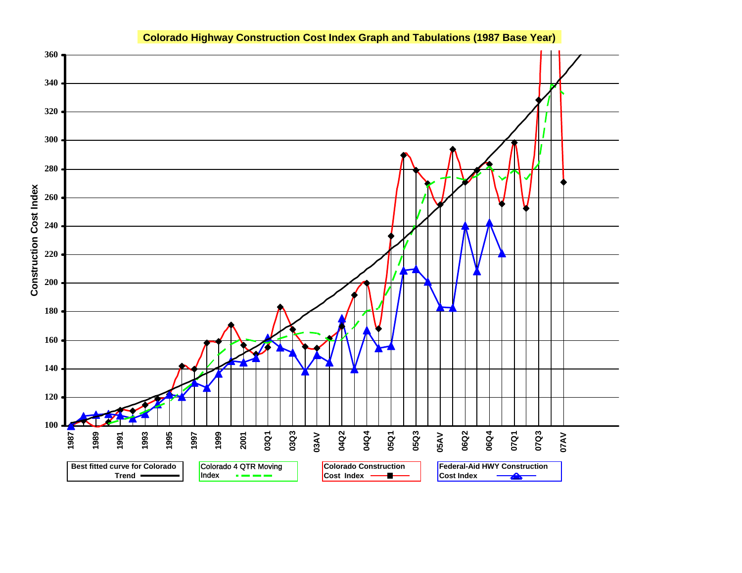## Colorado Highway Construction Cost Index Graph and Tabulations (1987 Base Year)

Construction Cost Index

360
340
320
300
280
260
240
220
200
180
160
140
120
100

1987 1989 1991 1993 1995 1997 1999 2001 03Q1 03Q3 03AV 04Q2 04Q4 05Q1 05Q3 05AV 06Q2 06Q4 07Q1 07Q3 07AV

Best fitted curve for Colorado Trend

Colorado 4 QTR Moving Index

Colorado Construction Cost Index

Federal-Aid HWY Construction Cost Index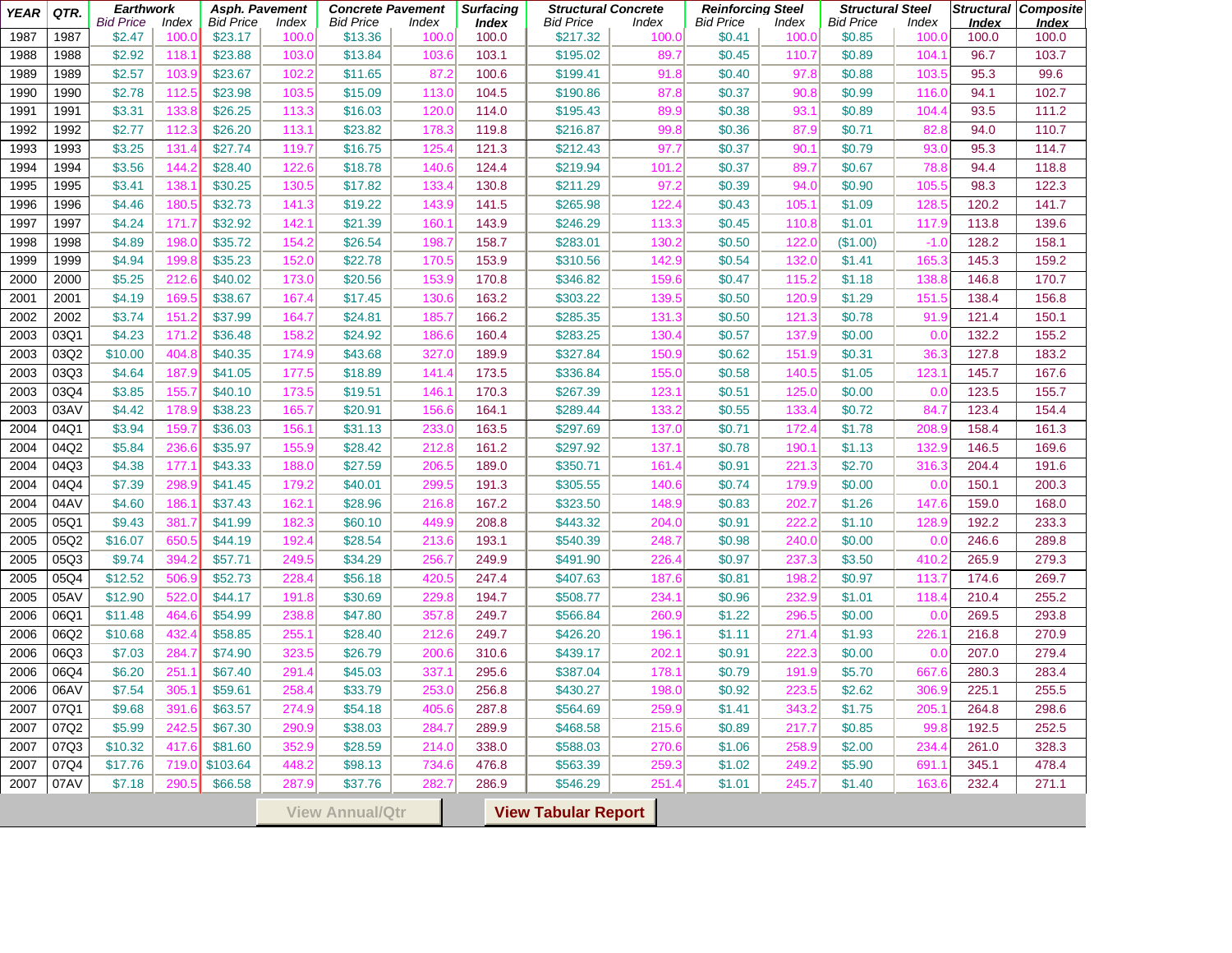| YEAR | QTR. | Earthwork |  | Asph. Pavement |  | Concrete Pavement |  | Surfacing | Structural Concrete |  | Reinforcing Steel |  | Structural Steel |  | Structural | Composite |
|---|---|---|---|---|---|---|---|---|---|---|---|---|---|---|---|---|
|  |  | Bid Price | Index | Bid Price | Index | Bid Price | Index | Index | Bid Price | Index | Bid Price | Index | Bid Price | Index | Index | Index |
| 1987 | 1987 | $2.47 | 100.0 | $23.17 | 100.0 | $13.36 | 100.0 | 100.0 | $217.32 | 100.0 | $0.41 | 100.0 | $0.85 | 100.0 | 100.0 | 100.0 |
| 1988 | 1988 | $2.92 | 118.1 | $23.88 | 103.0 | $13.84 | 103.6 | 103.1 | $195.02 | 89.7 | $0.45 | 110.7 | $0.89 | 104.1 | 96.7 | 103.7 |
| 1989 | 1989 | $2.57 | 103.9 | $23.67 | 102.2 | $11.65 | 87.2 | 100.6 | $199.41 | 91.8 | $0.40 | 97.8 | $0.88 | 103.5 | 95.3 | 99.6 |
| 1990 | 1990 | $2.78 | 112.5 | $23.98 | 103.5 | $15.09 | 113.0 | 104.5 | $190.86 | 87.8 | $0.37 | 90.8 | $0.99 | 116.0 | 94.1 | 102.7 |
| 1991 | 1991 | $3.31 | 133.8 | $26.25 | 113.3 | $16.03 | 120.0 | 114.0 | $195.43 | 89.9 | $0.38 | 93.1 | $0.89 | 104.4 | 93.5 | 111.2 |
| 1992 | 1992 | $2.77 | 112.3 | $26.20 | 113.1 | $23.82 | 178.3 | 119.8 | $216.87 | 99.8 | $0.36 | 87.9 | $0.71 | 82.8 | 94.0 | 110.7 |
| 1993 | 1993 | $3.25 | 131.4 | $27.74 | 119.7 | $16.75 | 125.4 | 121.3 | $212.43 | 97.7 | $0.37 | 90.1 | $0.79 | 93.0 | 95.3 | 114.7 |
| 1994 | 1994 | $3.56 | 144.2 | $28.40 | 122.6 | $18.78 | 140.6 | 124.4 | $219.94 | 101.2 | $0.37 | 89.7 | $0.67 | 78.8 | 94.4 | 118.8 |
| 1995 | 1995 | $3.41 | 138.1 | $30.25 | 130.5 | $17.82 | 133.4 | 130.8 | $211.29 | 97.2 | $0.39 | 94.0 | $0.90 | 105.5 | 98.3 | 122.3 |
| 1996 | 1996 | $4.46 | 180.5 | $32.73 | 141.3 | $19.22 | 143.9 | 141.5 | $265.98 | 122.4 | $0.43 | 105.1 | $1.09 | 128.5 | 120.2 | 141.7 |
| 1997 | 1997 | $4.24 | 171.7 | $32.92 | 142.1 | $21.39 | 160.1 | 143.9 | $246.29 | 113.3 | $0.45 | 110.8 | $1.01 | 117.9 | 113.8 | 139.6 |
| 1998 | 1998 | $4.89 | 198.0 | $35.72 | 154.2 | $26.54 | 198.7 | 158.7 | $283.01 | 130.2 | $0.50 | 122.0 | ($1.00) | -1.0 | 128.2 | 158.1 |
| 1999 | 1999 | $4.94 | 199.8 | $35.23 | 152.0 | $22.78 | 170.5 | 153.9 | $310.56 | 142.9 | $0.54 | 132.0 | $1.41 | 165.3 | 145.3 | 159.2 |
| 2000 | 2000 | $5.25 | 212.6 | $40.02 | 173.0 | $20.56 | 153.9 | 170.8 | $346.82 | 159.6 | $0.47 | 115.2 | $1.18 | 138.8 | 146.8 | 170.7 |
| 2001 | 2001 | $4.19 | 169.5 | $38.67 | 167.4 | $17.45 | 130.6 | 163.2 | $303.22 | 139.5 | $0.50 | 120.9 | $1.29 | 151.5 | 138.4 | 156.8 |
| 2002 | 2002 | $3.74 | 151.2 | $37.99 | 164.7 | $24.81 | 185.7 | 166.2 | $285.35 | 131.3 | $0.50 | 121.3 | $0.78 | 91.9 | 121.4 | 150.1 |
| 2003 | 03Q1 | $4.23 | 171.2 | $36.48 | 158.2 | $24.92 | 186.6 | 160.4 | $283.25 | 130.4 | $0.57 | 137.9 | $0.00 | 0.0 | 132.2 | 155.2 |
| 2003 | 03Q2 | $10.00 | 404.8 | $40.35 | 174.9 | $43.68 | 327.0 | 189.9 | $327.84 | 150.9 | $0.62 | 151.9 | $0.31 | 36.3 | 127.8 | 183.2 |
| 2003 | 03Q3 | $4.64 | 187.9 | $41.05 | 177.5 | $18.89 | 141.4 | 173.5 | $336.84 | 155.0 | $0.58 | 140.5 | $1.05 | 123.1 | 145.7 | 167.6 |
| 2003 | 03Q4 | $3.85 | 155.7 | $40.10 | 173.5 | $19.51 | 146.1 | 170.3 | $267.39 | 123.1 | $0.51 | 125.0 | $0.00 | 0.0 | 123.5 | 155.7 |
| 2003 | 03AV | $4.42 | 178.9 | $38.23 | 165.7 | $20.91 | 156.6 | 164.1 | $289.44 | 133.2 | $0.55 | 133.4 | $0.72 | 84.7 | 123.4 | 154.4 |
| 2004 | 04Q1 | $3.94 | 159.7 | $36.03 | 156.1 | $31.13 | 233.0 | 163.5 | $297.69 | 137.0 | $0.71 | 172.4 | $1.78 | 208.9 | 158.4 | 161.3 |
| 2004 | 04Q2 | $5.84 | 236.6 | $35.97 | 155.9 | $28.42 | 212.8 | 161.2 | $297.92 | 137.1 | $0.78 | 190.1 | $1.13 | 132.9 | 146.5 | 169.6 |
| 2004 | 04Q3 | $4.38 | 177.1 | $43.33 | 188.0 | $27.59 | 206.5 | 189.0 | $350.71 | 161.4 | $0.91 | 221.3 | $2.70 | 316.3 | 204.4 | 191.6 |
| 2004 | 04Q4 | $7.39 | 298.9 | $41.45 | 179.2 | $40.01 | 299.5 | 191.3 | $305.55 | 140.6 | $0.74 | 179.9 | $0.00 | 0.0 | 150.1 | 200.3 |
| 2004 | 04AV | $4.60 | 186.1 | $37.43 | 162.1 | $28.96 | 216.8 | 167.2 | $323.50 | 148.9 | $0.83 | 202.7 | $1.26 | 147.6 | 159.0 | 168.0 |
| 2005 | 05Q1 | $9.43 | 381.7 | $41.99 | 182.3 | $60.10 | 449.9 | 208.8 | $443.32 | 204.0 | $0.91 | 222.2 | $1.10 | 128.9 | 192.2 | 233.3 |
| 2005 | 05Q2 | $16.07 | 650.5 | $44.19 | 192.4 | $28.54 | 213.6 | 193.1 | $540.39 | 248.7 | $0.98 | 240.0 | $0.00 | 0.0 | 246.6 | 289.8 |
| 2005 | 05Q3 | $9.74 | 394.2 | $57.71 | 249.5 | $34.29 | 256.7 | 249.9 | $491.90 | 226.4 | $0.97 | 237.3 | $3.50 | 410.2 | 265.9 | 279.3 |
| 2005 | 05Q4 | $12.52 | 506.9 | $52.73 | 228.4 | $56.18 | 420.5 | 247.4 | $407.63 | 187.6 | $0.81 | 198.2 | $0.97 | 113.7 | 174.6 | 269.7 |
| 2005 | 05AV | $12.90 | 522.0 | $44.17 | 191.8 | $30.69 | 229.8 | 194.7 | $508.77 | 234.1 | $0.96 | 232.9 | $1.01 | 118.4 | 210.4 | 255.2 |
| 2006 | 06Q1 | $11.48 | 464.6 | $54.99 | 238.8 | $47.80 | 357.8 | 249.7 | $566.84 | 260.9 | $1.22 | 296.5 | $0.00 | 0.0 | 269.5 | 293.8 |
| 2006 | 06Q2 | $10.68 | 432.4 | $58.85 | 255.1 | $28.40 | 212.6 | 249.7 | $426.20 | 196.1 | $1.11 | 271.4 | $1.93 | 226.1 | 216.8 | 270.9 |
| 2006 | 06Q3 | $7.03 | 284.7 | $74.90 | 323.5 | $26.79 | 200.6 | 310.6 | $439.17 | 202.1 | $0.91 | 222.3 | $0.00 | 0.0 | 207.0 | 279.4 |
| 2006 | 06Q4 | $6.20 | 251.1 | $67.40 | 291.4 | $45.03 | 337.1 | 295.6 | $387.04 | 178.1 | $0.79 | 191.9 | $5.70 | 667.6 | 280.3 | 283.4 |
| 2006 | 06AV | $7.54 | 305.1 | $59.61 | 258.4 | $33.79 | 253.0 | 256.8 | $430.27 | 198.0 | $0.92 | 223.5 | $2.62 | 306.9 | 225.1 | 255.5 |
| 2007 | 07Q1 | $9.68 | 391.6 | $63.57 | 274.9 | $54.18 | 405.6 | 287.8 | $564.69 | 259.9 | $1.41 | 343.2 | $1.75 | 205.1 | 264.8 | 298.6 |
| 2007 | 07Q2 | $5.99 | 242.5 | $67.30 | 290.9 | $38.03 | 284.7 | 289.9 | $468.58 | 215.6 | $0.89 | 217.7 | $0.85 | 99.8 | 192.5 | 252.5 |
| 2007 | 07Q3 | $10.32 | 417.6 | $81.60 | 352.9 | $28.59 | 214.0 | 338.0 | $588.03 | 270.6 | $1.06 | 258.9 | $2.00 | 234.4 | 261.0 | 328.3 |
| 2007 | 07Q4 | $17.76 | 719.0 | $103.64 | 448.2 | $98.13 | 734.6 | 476.8 | $563.39 | 259.3 | $1.02 | 249.2 | $5.90 | 691.1 | 345.1 | 478.4 |
| 2007 | 07AV | $7.18 | 290.5 | $66.58 | 287.9 | $37.76 | 282.7 | 286.9 | $546.29 | 251.4 | $1.01 | 245.7 | $1.40 | 163.6 | 232.4 | 271.1 |

View Annual/Qtr | View Tabular Report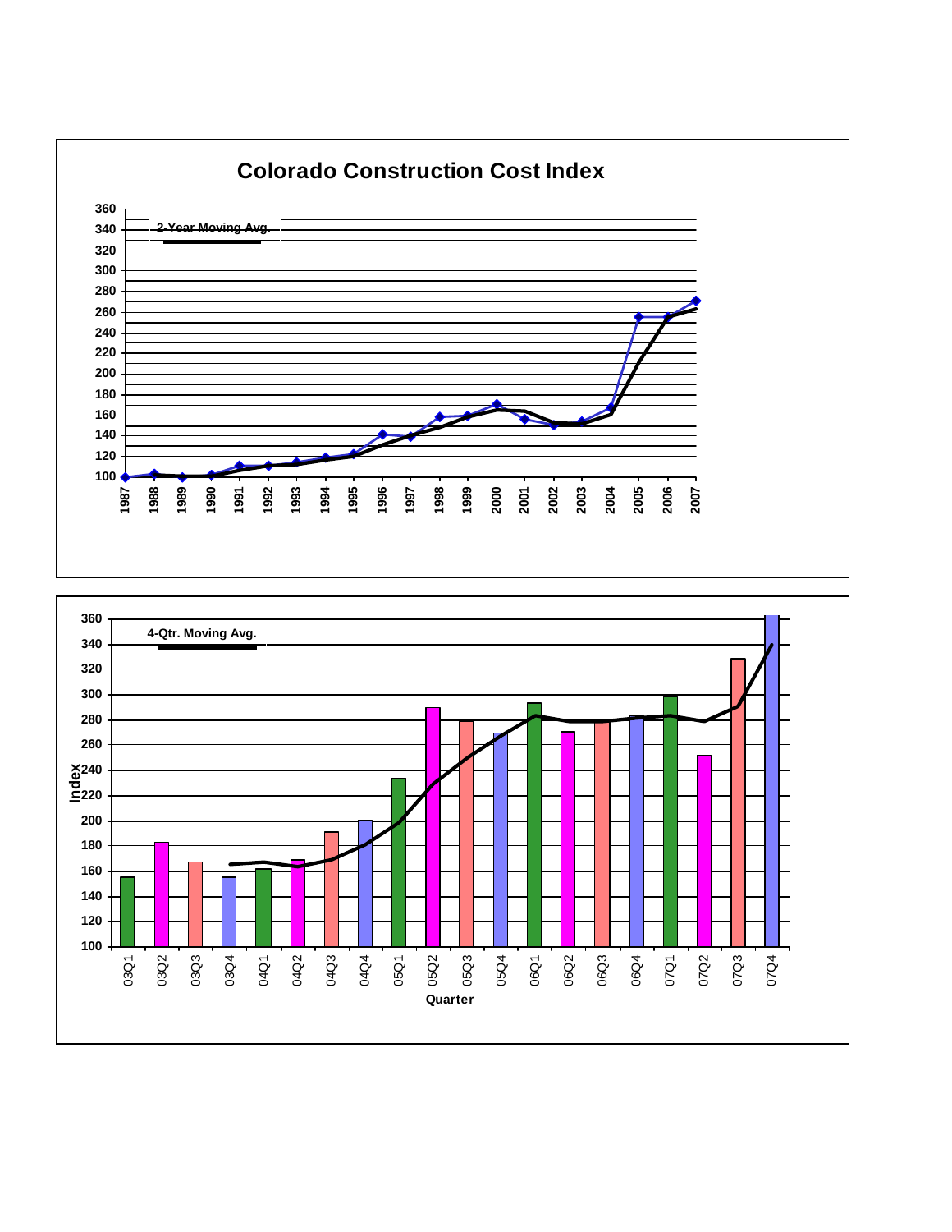## Colorado Construction Cost Index

2-Year Moving Avg.

4-Qtr. Moving Avg.

Index

Quarter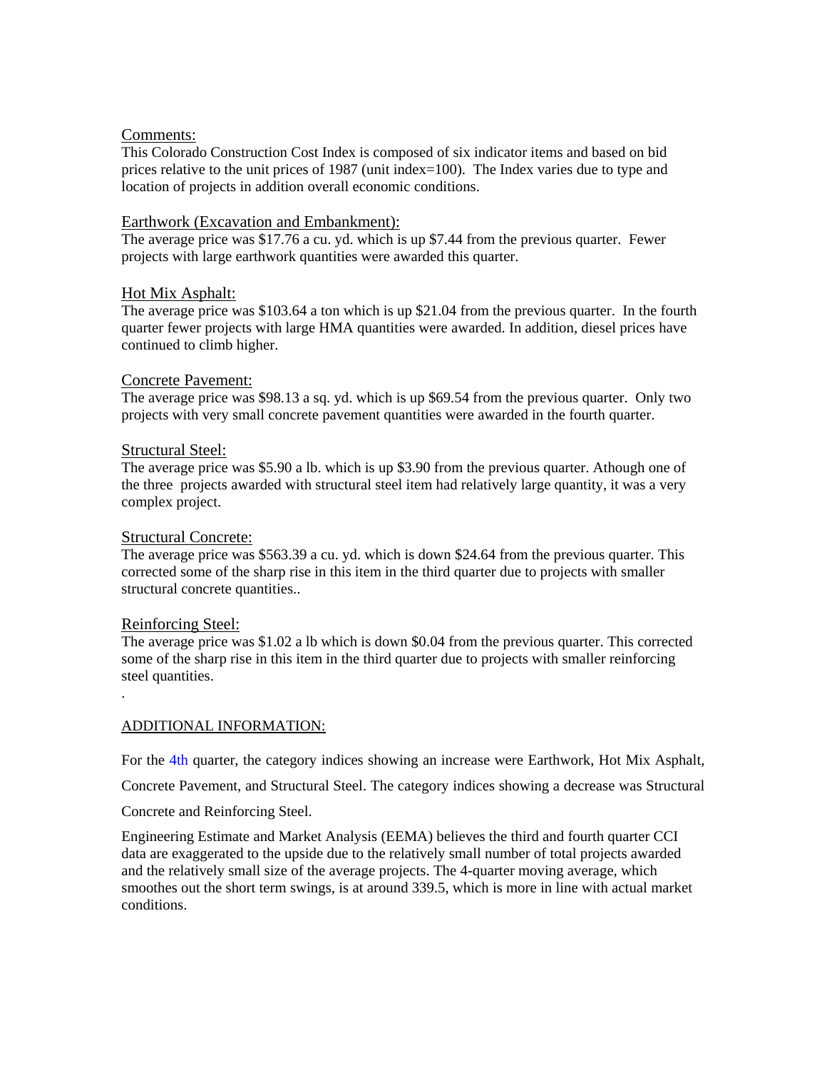## Comments:

This Colorado Construction Cost Index is composed of six indicator items and based on bid prices relative to the unit prices of 1987 (unit index=100). The Index varies due to type and location of projects in addition overall economic conditions.

### Earthwork (Excavation and Embankment):

The average price was $17.76 a cu. yd. which is up $7.44 from the previous quarter. Fewer projects with large earthwork quantities were awarded this quarter.

### Hot Mix Asphalt:

The average price was $103.64 a ton which is up $21.04 from the previous quarter. In the fourth quarter fewer projects with large HMA quantities were awarded. In addition, diesel prices have continued to climb higher.

### Concrete Pavement:

The average price was $98.13 a sq. yd. which is up $69.54 from the previous quarter. Only two projects with very small concrete pavement quantities were awarded in the fourth quarter.

### Structural Steel:

The average price was $5.90 a lb. which is up $3.90 from the previous quarter. Athough one of the three projects awarded with structural steel item had relatively large quantity, it was a very complex project.

### Structural Concrete:

The average price was $563.39 a cu. yd. which is down $24.64 from the previous quarter. This corrected some of the sharp rise in this item in the third quarter due to projects with smaller structural concrete quantities..

### Reinforcing Steel:

The average price was $1.02 a lb which is down $0.04 from the previous quarter. This corrected some of the sharp rise in this item in the third quarter due to projects with smaller reinforcing steel quantities.

.

## ADDITIONAL INFORMATION:

For the 4th quarter, the category indices showing an increase were Earthwork, Hot Mix Asphalt, Concrete Pavement, and Structural Steel. The category indices showing a decrease was Structural Concrete and Reinforcing Steel.

Engineering Estimate and Market Analysis (EEMA) believes the third and fourth quarter CCI data are exaggerated to the upside due to the relatively small number of total projects awarded and the relatively small size of the average projects. The 4-quarter moving average, which smoothes out the short term swings, is at around 339.5, which is more in line with actual market conditions.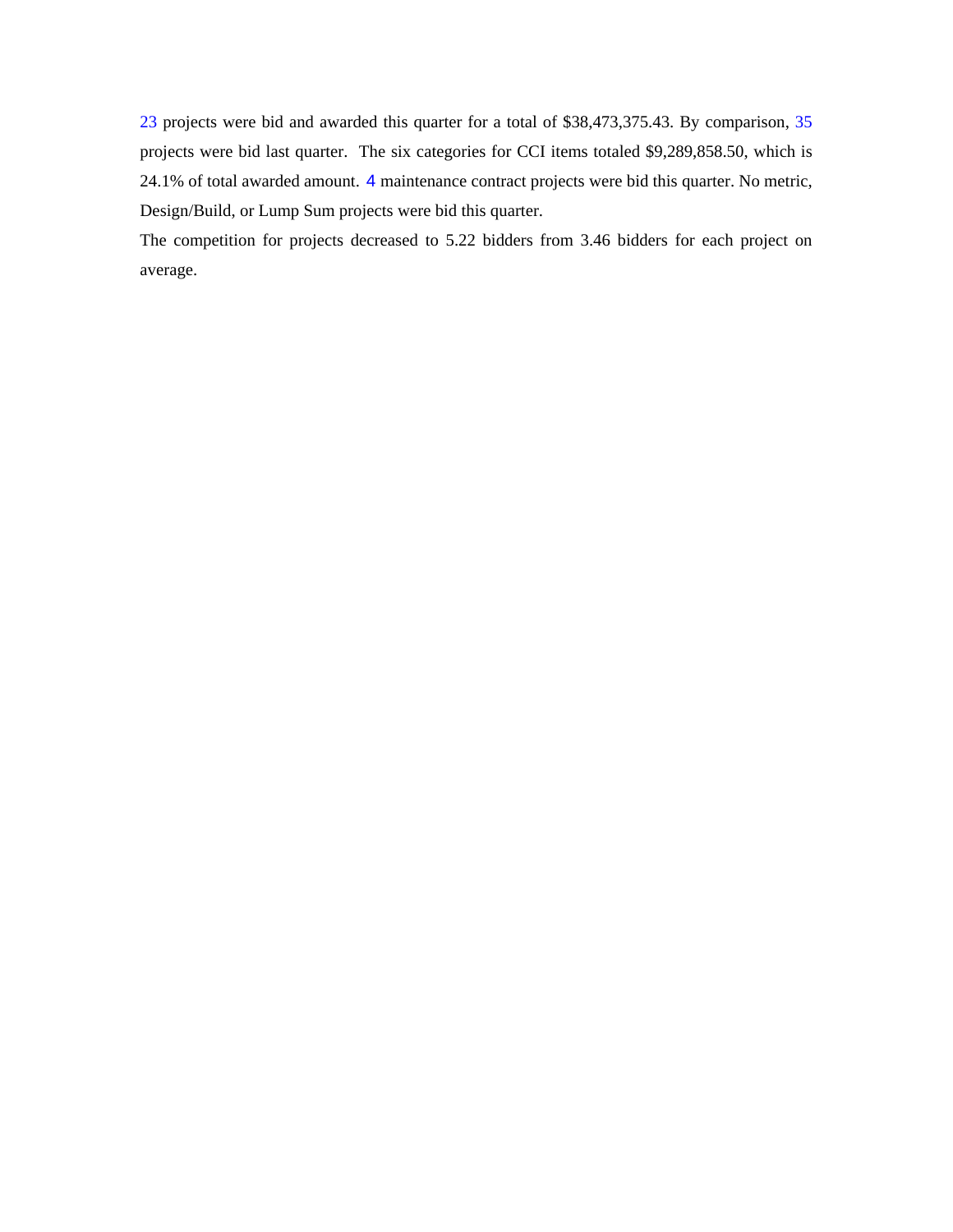23 projects were bid and awarded this quarter for a total of $38,473,375.43. By comparison, 35 projects were bid last quarter. The six categories for CCI items totaled $9,289,858.50, which is 24.1% of total awarded amount. 4 maintenance contract projects were bid this quarter. No metric, Design/Build, or Lump Sum projects were bid this quarter.

The competition for projects decreased to 5.22 bidders from 3.46 bidders for each project on average.